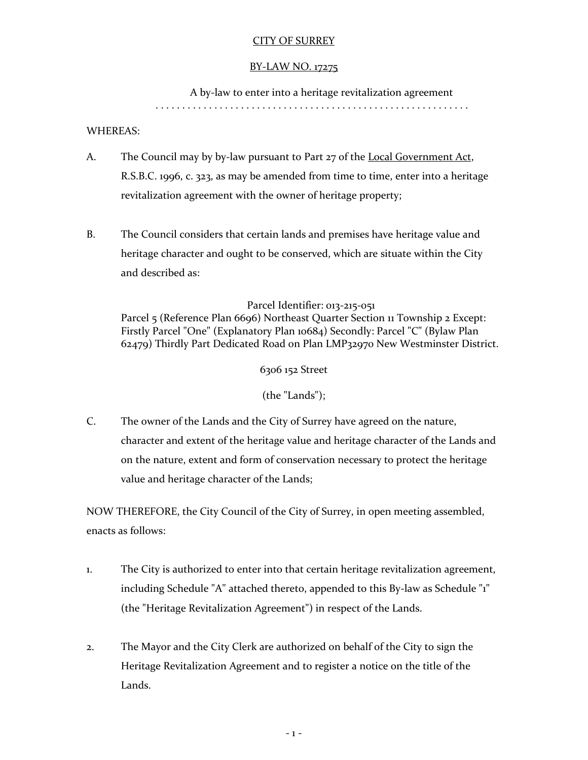<u>CITY OF SURREY</u>

<u>BY-LAW NO. 17275</u>

A by-law to enter into a heritage revitalization agreement

. . . . . . . . . . . . . . . . . . . . . . . . . . . . . . . . . . . . . . . . . . . . . . . . . . . . . . . . . .

WHEREAS:

A. The Council may by by-law pursuant to Part 27 of the <u>Local Government Act</u>, R.S.B.C. 1996, c. 323, as may be amended from time to time, enter into a heritage revitalization agreement with the owner of heritage property;

B. The Council considers that certain lands and premises have heritage value and heritage character and ought to be conserved, which are situate within the City and described as:

Parcel Identifier: 013-215-051
Parcel 5 (Reference Plan 6696) Northeast Quarter Section 11 Township 2 Except: Firstly Parcel "One" (Explanatory Plan 10684) Secondly: Parcel "C" (Bylaw Plan 62479) Thirdly Part Dedicated Road on Plan LMP32970 New Westminster District.

6306 152 Street

(the "Lands");

C. The owner of the Lands and the City of Surrey have agreed on the nature, character and extent of the heritage value and heritage character of the Lands and on the nature, extent and form of conservation necessary to protect the heritage value and heritage character of the Lands;

NOW THEREFORE, the City Council of the City of Surrey, in open meeting assembled, enacts as follows:

1. The City is authorized to enter into that certain heritage revitalization agreement, including Schedule "A" attached thereto, appended to this By-law as Schedule "1" (the "Heritage Revitalization Agreement") in respect of the Lands.

2. The Mayor and the City Clerk are authorized on behalf of the City to sign the Heritage Revitalization Agreement and to register a notice on the title of the Lands.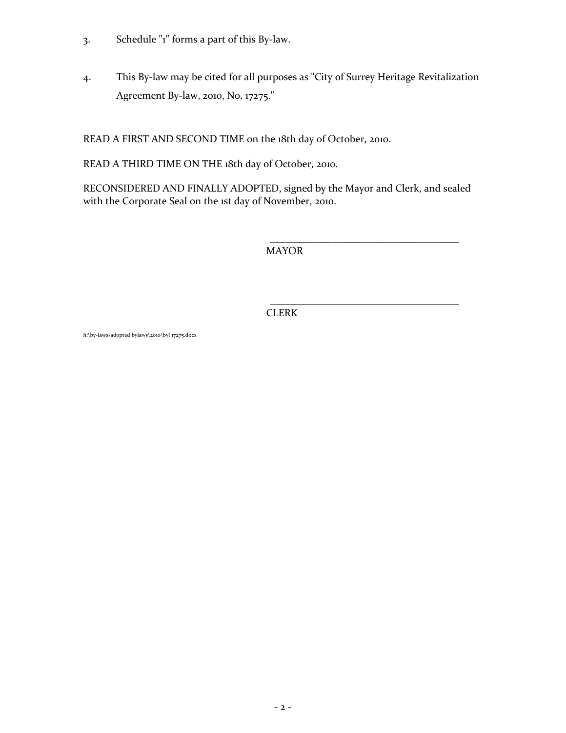3. Schedule "1" forms a part of this By-law.

4. This By-law may be cited for all purposes as "City of Surrey Heritage Revitalization Agreement By-law, 2010, No. 17275."

READ A FIRST AND SECOND TIME on the 18th day of October, 2010.

READ A THIRD TIME ON THE 18th day of October, 2010.

RECONSIDERED AND FINALLY ADOPTED, signed by the Mayor and Clerk, and sealed with the Corporate Seal on the 1st day of November, 2010.

_______________________________________
MAYOR

_______________________________________
CLERK

h:\by-laws\adopted bylaws\2010\byl 17275.docx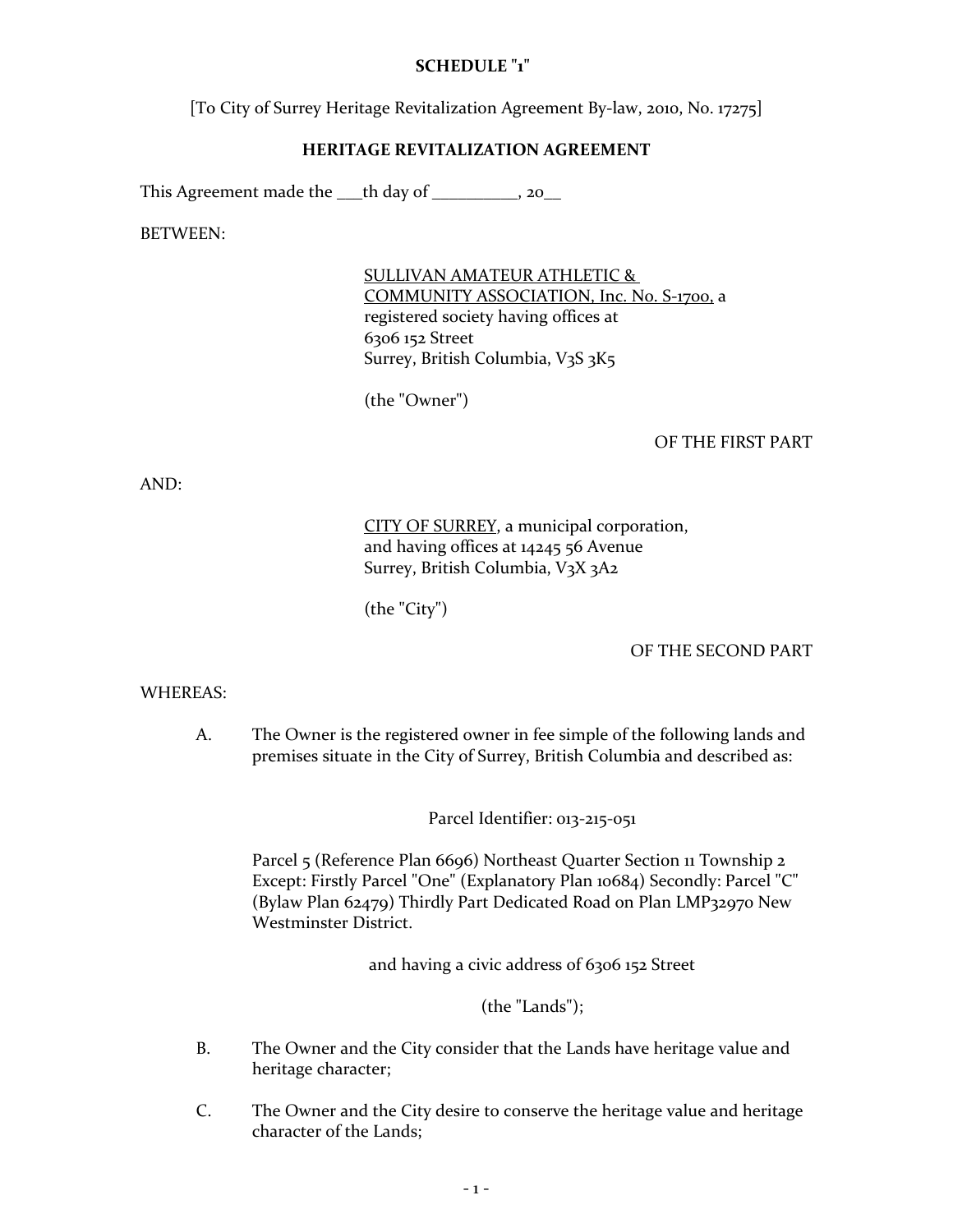**SCHEDULE "1"**

[To City of Surrey Heritage Revitalization Agreement By-law, 2010, No. 17275]

**HERITAGE REVITALIZATION AGREEMENT**

This Agreement made the ___th day of __________, 20__

BETWEEN:

SULLIVAN AMATEUR ATHLETIC & COMMUNITY ASSOCIATION, Inc. No. S-1700, a registered society having offices at
6306 152 Street
Surrey, British Columbia, V3S 3K5

(the "Owner")

OF THE FIRST PART

AND:

CITY OF SURREY, a municipal corporation, and having offices at 14245 56 Avenue
Surrey, British Columbia, V3X 3A2

(the "City")

OF THE SECOND PART

WHEREAS:

A. The Owner is the registered owner in fee simple of the following lands and premises situate in the City of Surrey, British Columbia and described as:

Parcel Identifier: 013-215-051

Parcel 5 (Reference Plan 6696) Northeast Quarter Section 11 Township 2 Except: Firstly Parcel "One" (Explanatory Plan 10684) Secondly: Parcel "C" (Bylaw Plan 62479) Thirdly Part Dedicated Road on Plan LMP32970 New Westminster District.

and having a civic address of 6306 152 Street

(the "Lands");

B. The Owner and the City consider that the Lands have heritage value and heritage character;

C. The Owner and the City desire to conserve the heritage value and heritage character of the Lands;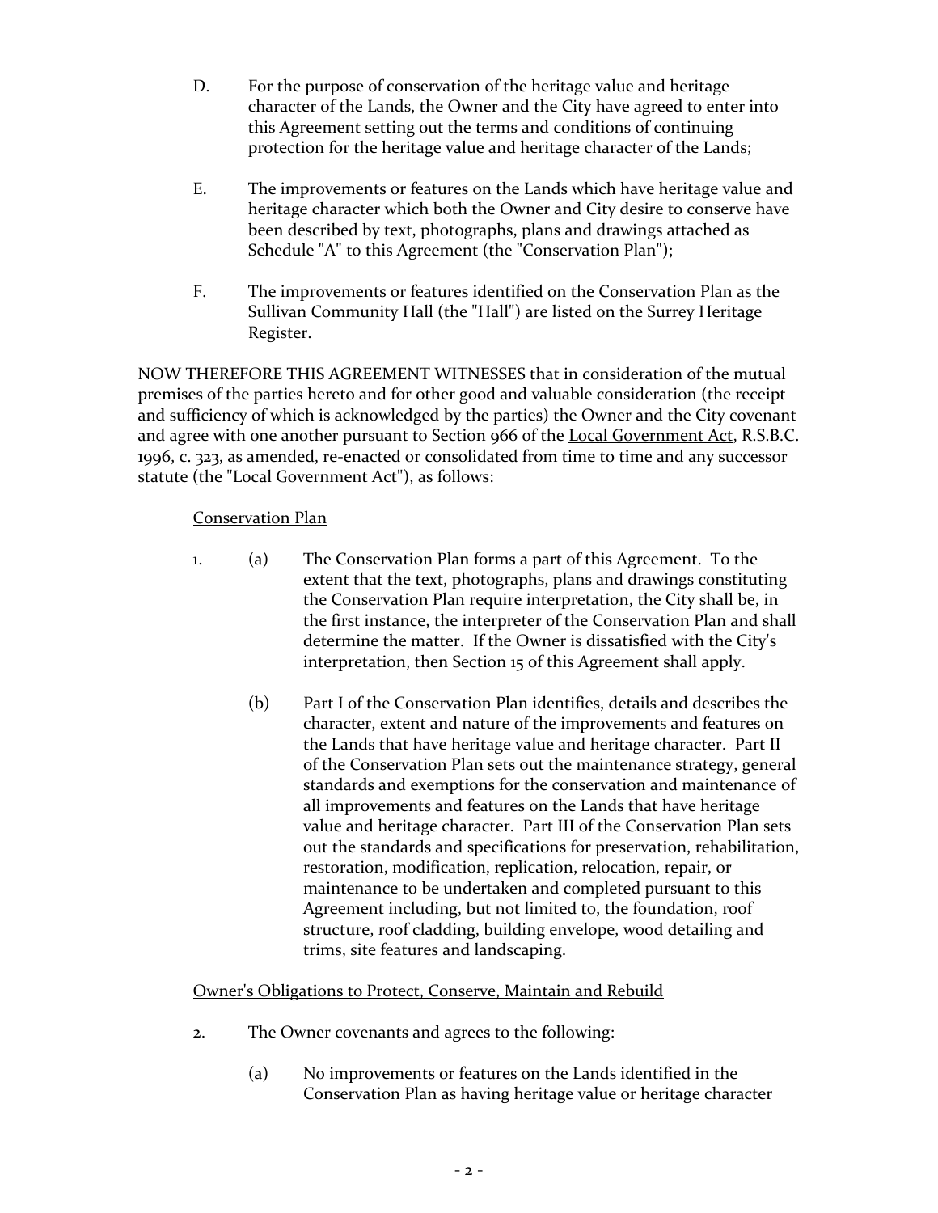D. For the purpose of conservation of the heritage value and heritage character of the Lands, the Owner and the City have agreed to enter into this Agreement setting out the terms and conditions of continuing protection for the heritage value and heritage character of the Lands;

E. The improvements or features on the Lands which have heritage value and heritage character which both the Owner and City desire to conserve have been described by text, photographs, plans and drawings attached as Schedule "A" to this Agreement (the "Conservation Plan");

F. The improvements or features identified on the Conservation Plan as the Sullivan Community Hall (the "Hall") are listed on the Surrey Heritage Register.

NOW THEREFORE THIS AGREEMENT WITNESSES that in consideration of the mutual premises of the parties hereto and for other good and valuable consideration (the receipt and sufficiency of which is acknowledged by the parties) the Owner and the City covenant and agree with one another pursuant to Section 966 of the Local Government Act, R.S.B.C. 1996, c. 323, as amended, re-enacted or consolidated from time to time and any successor statute (the "Local Government Act"), as follows:

Conservation Plan

1. (a) The Conservation Plan forms a part of this Agreement. To the extent that the text, photographs, plans and drawings constituting the Conservation Plan require interpretation, the City shall be, in the first instance, the interpreter of the Conservation Plan and shall determine the matter. If the Owner is dissatisfied with the City's interpretation, then Section 15 of this Agreement shall apply.

   (b) Part I of the Conservation Plan identifies, details and describes the character, extent and nature of the improvements and features on the Lands that have heritage value and heritage character. Part II of the Conservation Plan sets out the maintenance strategy, general standards and exemptions for the conservation and maintenance of all improvements and features on the Lands that have heritage value and heritage character. Part III of the Conservation Plan sets out the standards and specifications for preservation, rehabilitation, restoration, modification, replication, relocation, repair, or maintenance to be undertaken and completed pursuant to this Agreement including, but not limited to, the foundation, roof structure, roof cladding, building envelope, wood detailing and trims, site features and landscaping.

Owner's Obligations to Protect, Conserve, Maintain and Rebuild

2. The Owner covenants and agrees to the following:

   (a) No improvements or features on the Lands identified in the Conservation Plan as having heritage value or heritage character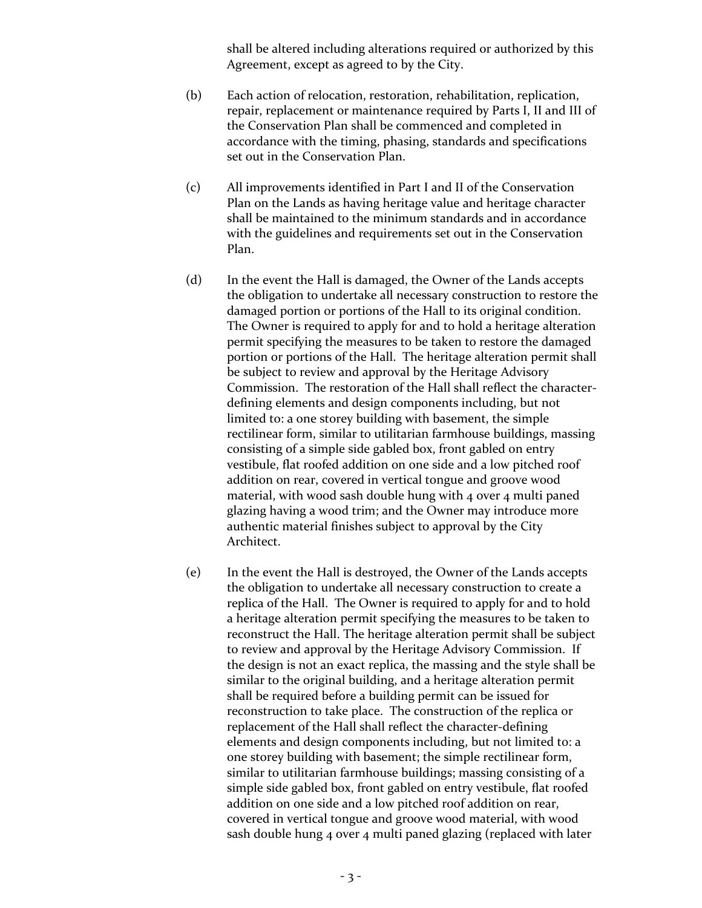shall be altered including alterations required or authorized by this Agreement, except as agreed to by the City.

(b) Each action of relocation, restoration, rehabilitation, replication, repair, replacement or maintenance required by Parts I, II and III of the Conservation Plan shall be commenced and completed in accordance with the timing, phasing, standards and specifications set out in the Conservation Plan.

(c) All improvements identified in Part I and II of the Conservation Plan on the Lands as having heritage value and heritage character shall be maintained to the minimum standards and in accordance with the guidelines and requirements set out in the Conservation Plan.

(d) In the event the Hall is damaged, the Owner of the Lands accepts the obligation to undertake all necessary construction to restore the damaged portion or portions of the Hall to its original condition. The Owner is required to apply for and to hold a heritage alteration permit specifying the measures to be taken to restore the damaged portion or portions of the Hall. The heritage alteration permit shall be subject to review and approval by the Heritage Advisory Commission. The restoration of the Hall shall reflect the character-defining elements and design components including, but not limited to: a one storey building with basement, the simple rectilinear form, similar to utilitarian farmhouse buildings, massing consisting of a simple side gabled box, front gabled on entry vestibule, flat roofed addition on one side and a low pitched roof addition on rear, covered in vertical tongue and groove wood material, with wood sash double hung with 4 over 4 multi paned glazing having a wood trim; and the Owner may introduce more authentic material finishes subject to approval by the City Architect.

(e) In the event the Hall is destroyed, the Owner of the Lands accepts the obligation to undertake all necessary construction to create a replica of the Hall. The Owner is required to apply for and to hold a heritage alteration permit specifying the measures to be taken to reconstruct the Hall. The heritage alteration permit shall be subject to review and approval by the Heritage Advisory Commission. If the design is not an exact replica, the massing and the style shall be similar to the original building, and a heritage alteration permit shall be required before a building permit can be issued for reconstruction to take place. The construction of the replica or replacement of the Hall shall reflect the character-defining elements and design components including, but not limited to: a one storey building with basement; the simple rectilinear form, similar to utilitarian farmhouse buildings; massing consisting of a simple side gabled box, front gabled on entry vestibule, flat roofed addition on one side and a low pitched roof addition on rear, covered in vertical tongue and groove wood material, with wood sash double hung 4 over 4 multi paned glazing (replaced with later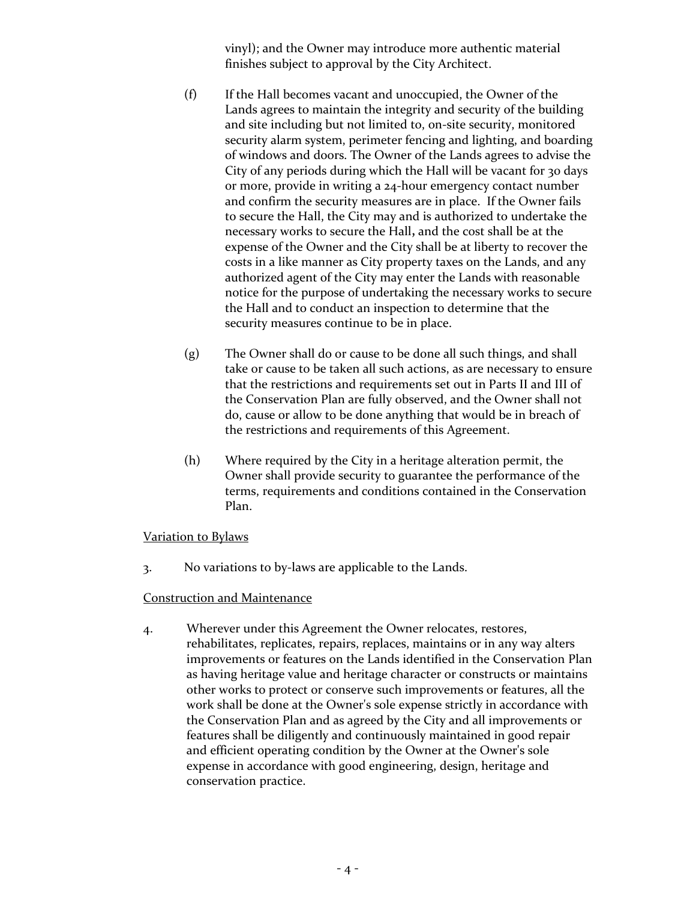vinyl); and the Owner may introduce more authentic material finishes subject to approval by the City Architect.

(f) If the Hall becomes vacant and unoccupied, the Owner of the Lands agrees to maintain the integrity and security of the building and site including but not limited to, on-site security, monitored security alarm system, perimeter fencing and lighting, and boarding of windows and doors. The Owner of the Lands agrees to advise the City of any periods during which the Hall will be vacant for 30 days or more, provide in writing a 24-hour emergency contact number and confirm the security measures are in place. If the Owner fails to secure the Hall, the City may and is authorized to undertake the necessary works to secure the Hall**,** and the cost shall be at the expense of the Owner and the City shall be at liberty to recover the costs in a like manner as City property taxes on the Lands, and any authorized agent of the City may enter the Lands with reasonable notice for the purpose of undertaking the necessary works to secure the Hall and to conduct an inspection to determine that the security measures continue to be in place.

(g) The Owner shall do or cause to be done all such things, and shall take or cause to be taken all such actions, as are necessary to ensure that the restrictions and requirements set out in Parts II and III of the Conservation Plan are fully observed, and the Owner shall not do, cause or allow to be done anything that would be in breach of the restrictions and requirements of this Agreement.

(h) Where required by the City in a heritage alteration permit, the Owner shall provide security to guarantee the performance of the terms, requirements and conditions contained in the Conservation Plan.

<u>Variation to Bylaws</u>

3. No variations to by-laws are applicable to the Lands.

<u>Construction and Maintenance</u>

4. Wherever under this Agreement the Owner relocates, restores, rehabilitates, replicates, repairs, replaces, maintains or in any way alters improvements or features on the Lands identified in the Conservation Plan as having heritage value and heritage character or constructs or maintains other works to protect or conserve such improvements or features, all the work shall be done at the Owner's sole expense strictly in accordance with the Conservation Plan and as agreed by the City and all improvements or features shall be diligently and continuously maintained in good repair and efficient operating condition by the Owner at the Owner's sole expense in accordance with good engineering, design, heritage and conservation practice.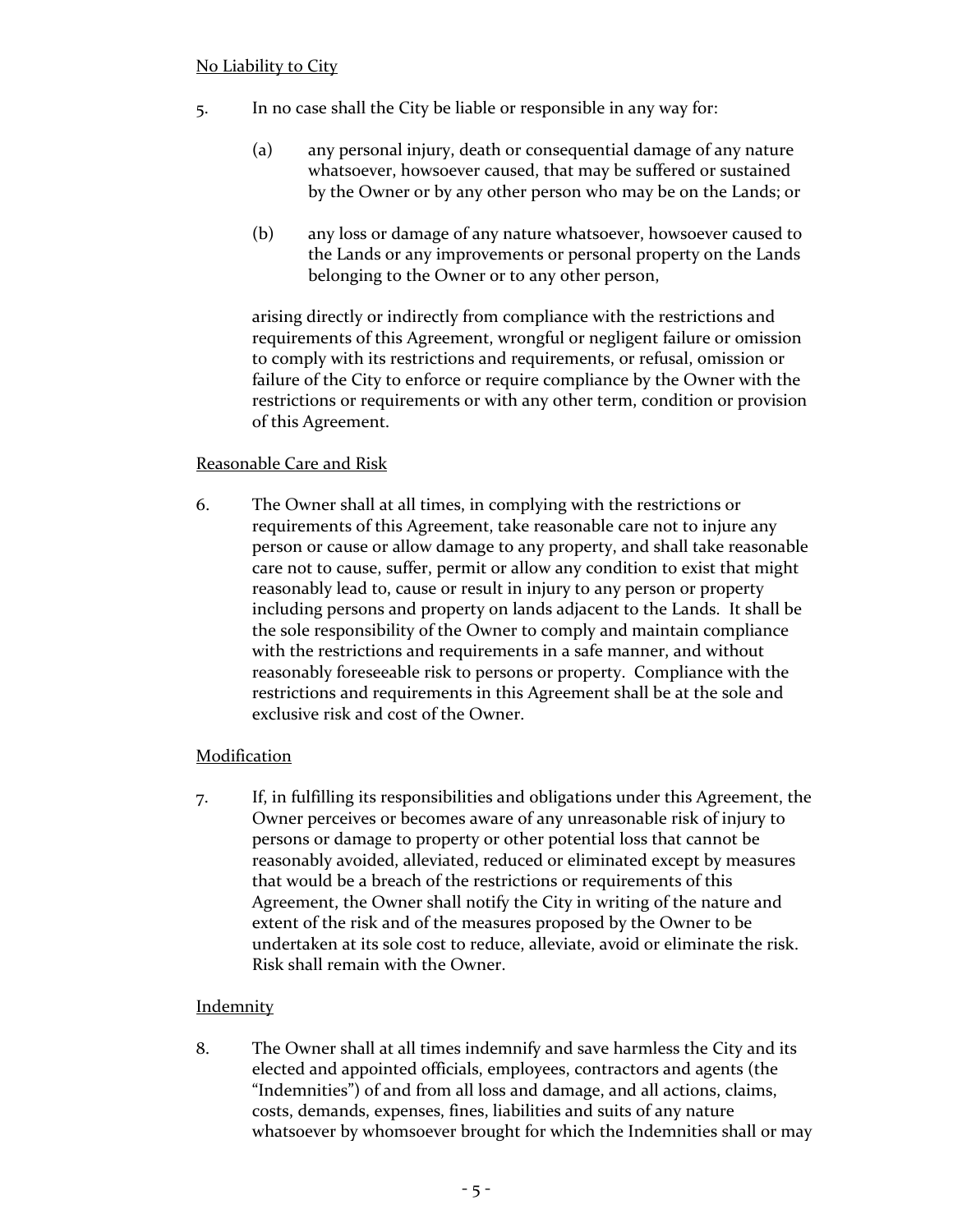No Liability to City

5. In no case shall the City be liable or responsible in any way for:

   (a) any personal injury, death or consequential damage of any nature whatsoever, howsoever caused, that may be suffered or sustained by the Owner or by any other person who may be on the Lands; or

   (b) any loss or damage of any nature whatsoever, howsoever caused to the Lands or any improvements or personal property on the Lands belonging to the Owner or to any other person,

   arising directly or indirectly from compliance with the restrictions and requirements of this Agreement, wrongful or negligent failure or omission to comply with its restrictions and requirements, or refusal, omission or failure of the City to enforce or require compliance by the Owner with the restrictions or requirements or with any other term, condition or provision of this Agreement.

Reasonable Care and Risk

6. The Owner shall at all times, in complying with the restrictions or requirements of this Agreement, take reasonable care not to injure any person or cause or allow damage to any property, and shall take reasonable care not to cause, suffer, permit or allow any condition to exist that might reasonably lead to, cause or result in injury to any person or property including persons and property on lands adjacent to the Lands. It shall be the sole responsibility of the Owner to comply and maintain compliance with the restrictions and requirements in a safe manner, and without reasonably foreseeable risk to persons or property. Compliance with the restrictions and requirements in this Agreement shall be at the sole and exclusive risk and cost of the Owner.

Modification

7. If, in fulfilling its responsibilities and obligations under this Agreement, the Owner perceives or becomes aware of any unreasonable risk of injury to persons or damage to property or other potential loss that cannot be reasonably avoided, alleviated, reduced or eliminated except by measures that would be a breach of the restrictions or requirements of this Agreement, the Owner shall notify the City in writing of the nature and extent of the risk and of the measures proposed by the Owner to be undertaken at its sole cost to reduce, alleviate, avoid or eliminate the risk. Risk shall remain with the Owner.

Indemnity

8. The Owner shall at all times indemnify and save harmless the City and its elected and appointed officials, employees, contractors and agents (the "Indemnities") of and from all loss and damage, and all actions, claims, costs, demands, expenses, fines, liabilities and suits of any nature whatsoever by whomsoever brought for which the Indemnities shall or may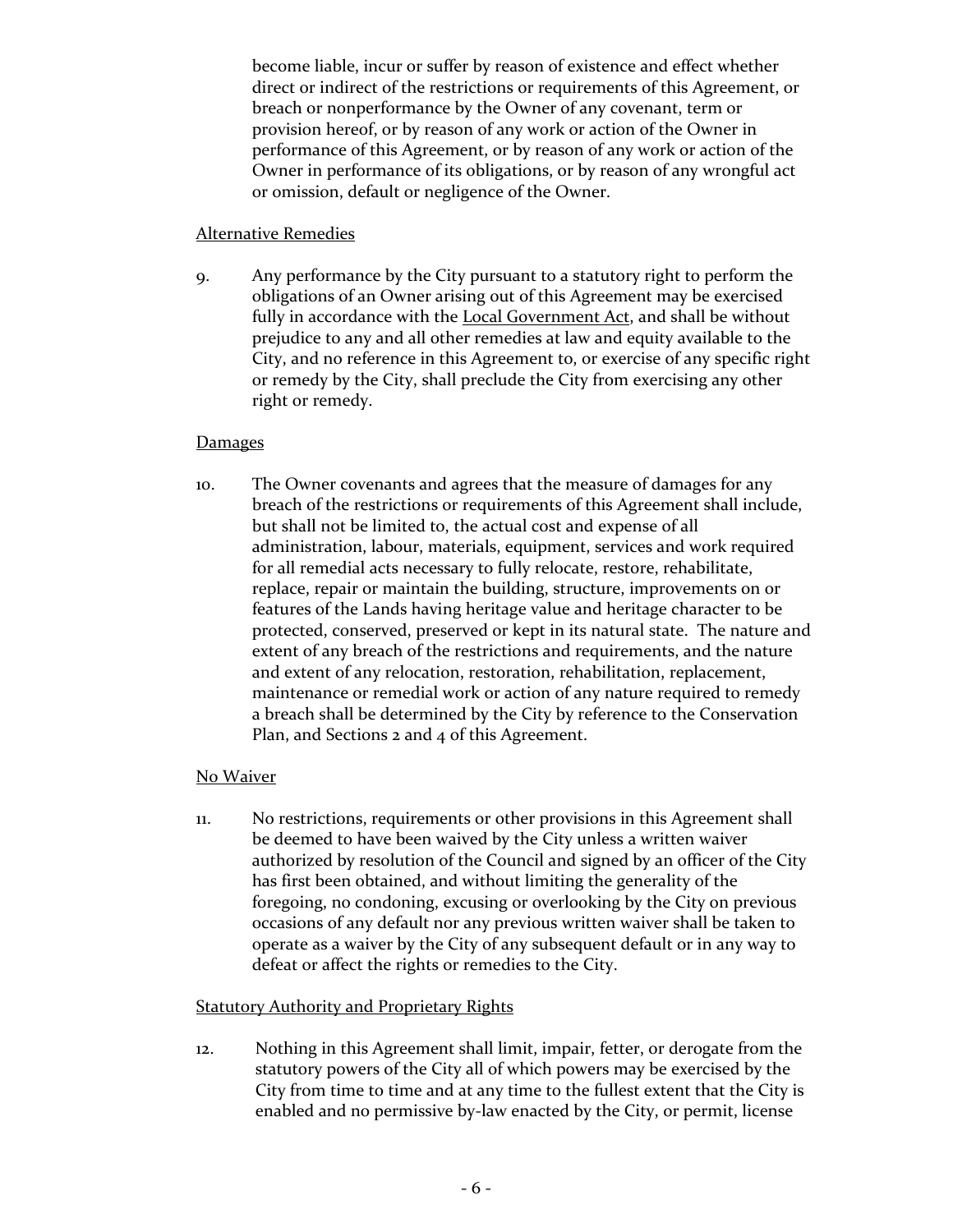become liable, incur or suffer by reason of existence and effect whether direct or indirect of the restrictions or requirements of this Agreement, or breach or nonperformance by the Owner of any covenant, term or provision hereof, or by reason of any work or action of the Owner in performance of this Agreement, or by reason of any work or action of the Owner in performance of its obligations, or by reason of any wrongful act or omission, default or negligence of the Owner.

Alternative Remedies

9. Any performance by the City pursuant to a statutory right to perform the obligations of an Owner arising out of this Agreement may be exercised fully in accordance with the Local Government Act, and shall be without prejudice to any and all other remedies at law and equity available to the City, and no reference in this Agreement to, or exercise of any specific right or remedy by the City, shall preclude the City from exercising any other right or remedy.

Damages

10. The Owner covenants and agrees that the measure of damages for any breach of the restrictions or requirements of this Agreement shall include, but shall not be limited to, the actual cost and expense of all administration, labour, materials, equipment, services and work required for all remedial acts necessary to fully relocate, restore, rehabilitate, replace, repair or maintain the building, structure, improvements on or features of the Lands having heritage value and heritage character to be protected, conserved, preserved or kept in its natural state. The nature and extent of any breach of the restrictions and requirements, and the nature and extent of any relocation, restoration, rehabilitation, replacement, maintenance or remedial work or action of any nature required to remedy a breach shall be determined by the City by reference to the Conservation Plan, and Sections 2 and 4 of this Agreement.

No Waiver

11. No restrictions, requirements or other provisions in this Agreement shall be deemed to have been waived by the City unless a written waiver authorized by resolution of the Council and signed by an officer of the City has first been obtained, and without limiting the generality of the foregoing, no condoning, excusing or overlooking by the City on previous occasions of any default nor any previous written waiver shall be taken to operate as a waiver by the City of any subsequent default or in any way to defeat or affect the rights or remedies to the City.

Statutory Authority and Proprietary Rights

12. Nothing in this Agreement shall limit, impair, fetter, or derogate from the statutory powers of the City all of which powers may be exercised by the City from time to time and at any time to the fullest extent that the City is enabled and no permissive by-law enacted by the City, or permit, license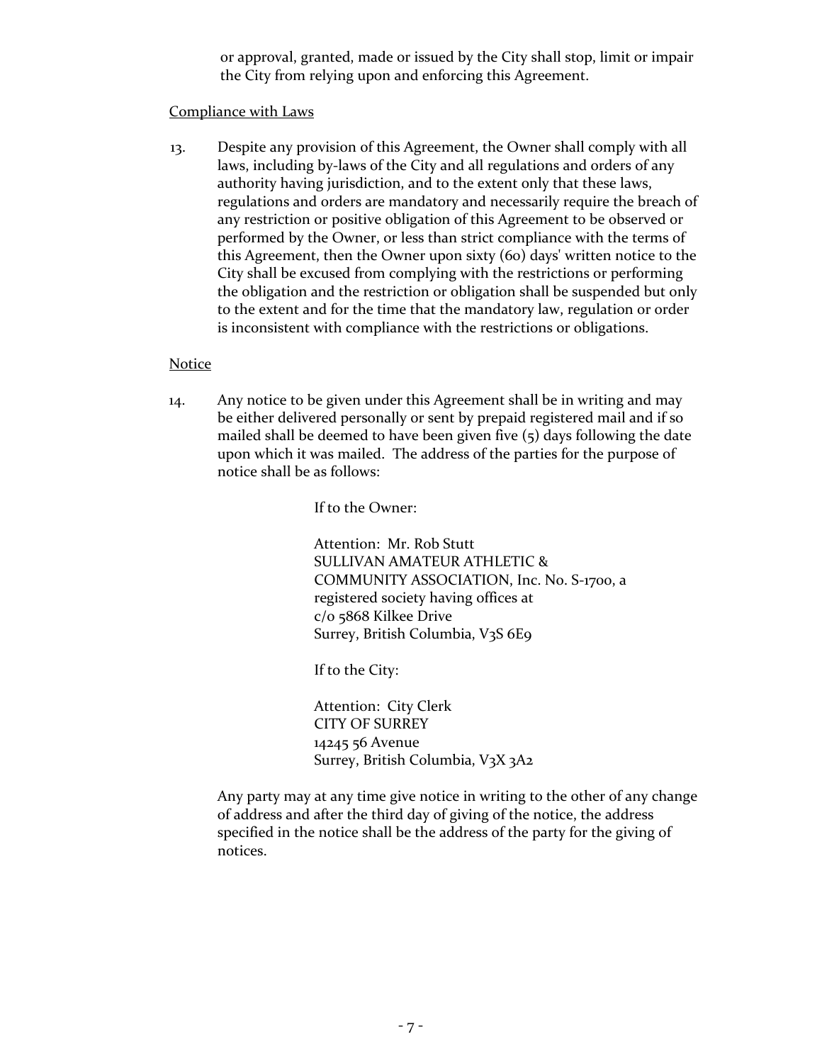or approval, granted, made or issued by the City shall stop, limit or impair the City from relying upon and enforcing this Agreement.

Compliance with Laws

13. Despite any provision of this Agreement, the Owner shall comply with all laws, including by-laws of the City and all regulations and orders of any authority having jurisdiction, and to the extent only that these laws, regulations and orders are mandatory and necessarily require the breach of any restriction or positive obligation of this Agreement to be observed or performed by the Owner, or less than strict compliance with the terms of this Agreement, then the Owner upon sixty (60) days' written notice to the City shall be excused from complying with the restrictions or performing the obligation and the restriction or obligation shall be suspended but only to the extent and for the time that the mandatory law, regulation or order is inconsistent with compliance with the restrictions or obligations.

Notice

14. Any notice to be given under this Agreement shall be in writing and may be either delivered personally or sent by prepaid registered mail and if so mailed shall be deemed to have been given five (5) days following the date upon which it was mailed. The address of the parties for the purpose of notice shall be as follows:

If to the Owner:

Attention: Mr. Rob Stutt
SULLIVAN AMATEUR ATHLETIC & COMMUNITY ASSOCIATION, Inc. No. S-1700, a registered society having offices at
c/o 5868 Kilkee Drive
Surrey, British Columbia, V3S 6E9

If to the City:

Attention: City Clerk
CITY OF SURREY
14245 56 Avenue
Surrey, British Columbia, V3X 3A2

Any party may at any time give notice in writing to the other of any change of address and after the third day of giving of the notice, the address specified in the notice shall be the address of the party for the giving of notices.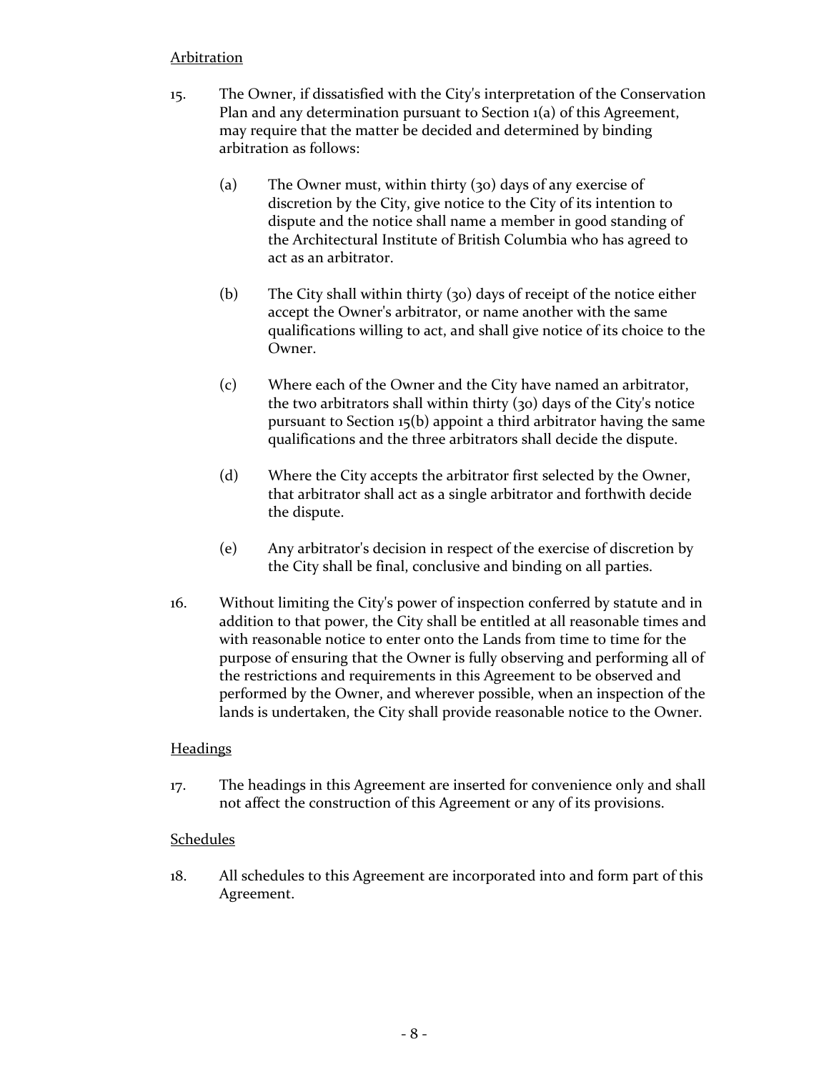Arbitration

15. The Owner, if dissatisfied with the City's interpretation of the Conservation Plan and any determination pursuant to Section 1(a) of this Agreement, may require that the matter be decided and determined by binding arbitration as follows:

    (a) The Owner must, within thirty (30) days of any exercise of discretion by the City, give notice to the City of its intention to dispute and the notice shall name a member in good standing of the Architectural Institute of British Columbia who has agreed to act as an arbitrator.

    (b) The City shall within thirty (30) days of receipt of the notice either accept the Owner's arbitrator, or name another with the same qualifications willing to act, and shall give notice of its choice to the Owner.

    (c) Where each of the Owner and the City have named an arbitrator, the two arbitrators shall within thirty (30) days of the City's notice pursuant to Section 15(b) appoint a third arbitrator having the same qualifications and the three arbitrators shall decide the dispute.

    (d) Where the City accepts the arbitrator first selected by the Owner, that arbitrator shall act as a single arbitrator and forthwith decide the dispute.

    (e) Any arbitrator's decision in respect of the exercise of discretion by the City shall be final, conclusive and binding on all parties.

16. Without limiting the City's power of inspection conferred by statute and in addition to that power, the City shall be entitled at all reasonable times and with reasonable notice to enter onto the Lands from time to time for the purpose of ensuring that the Owner is fully observing and performing all of the restrictions and requirements in this Agreement to be observed and performed by the Owner, and wherever possible, when an inspection of the lands is undertaken, the City shall provide reasonable notice to the Owner.

Headings

17. The headings in this Agreement are inserted for convenience only and shall not affect the construction of this Agreement or any of its provisions.

Schedules

18. All schedules to this Agreement are incorporated into and form part of this Agreement.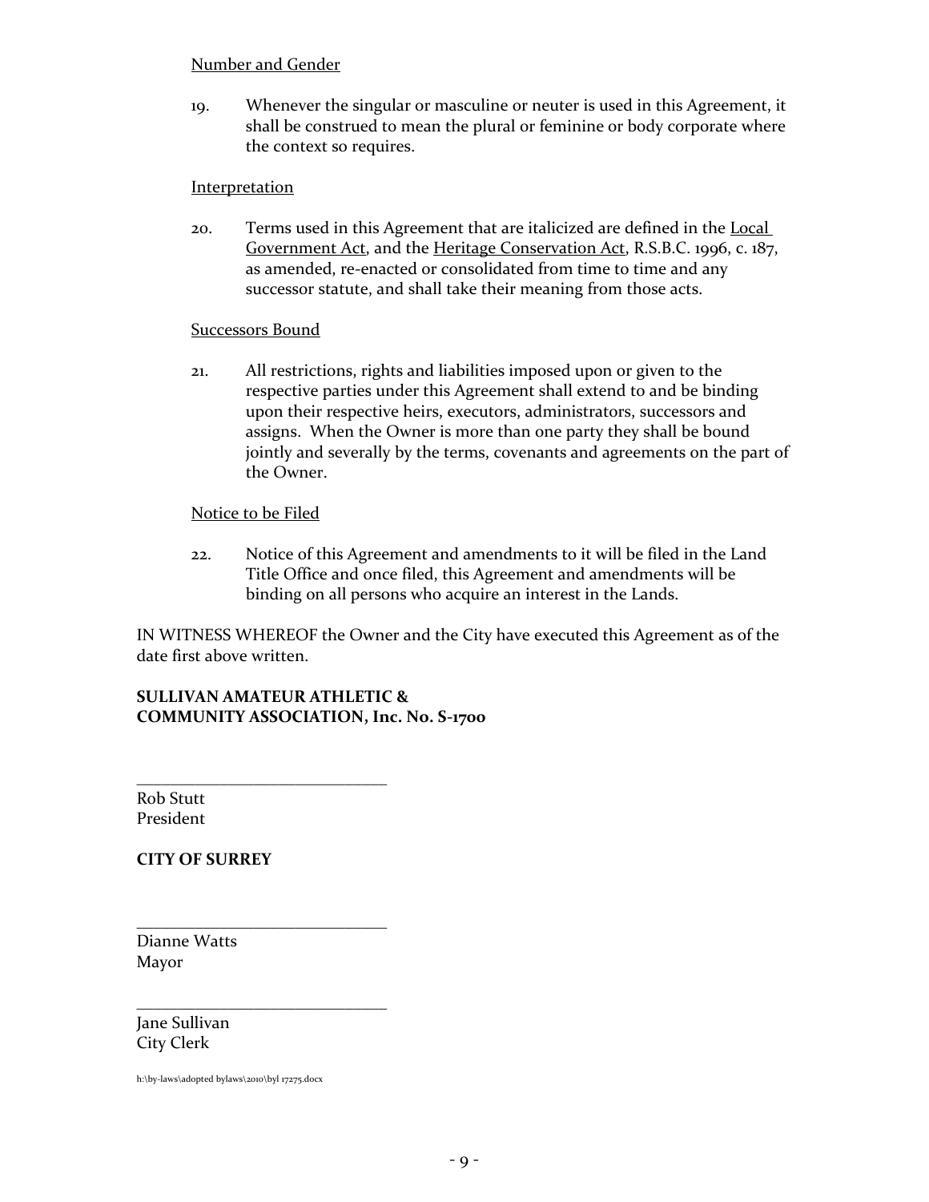Number and Gender

19. Whenever the singular or masculine or neuter is used in this Agreement, it shall be construed to mean the plural or feminine or body corporate where the context so requires.

Interpretation

20. Terms used in this Agreement that are italicized are defined in the Local Government Act, and the Heritage Conservation Act, R.S.B.C. 1996, c. 187, as amended, re-enacted or consolidated from time to time and any successor statute, and shall take their meaning from those acts.

Successors Bound

21. All restrictions, rights and liabilities imposed upon or given to the respective parties under this Agreement shall extend to and be binding upon their respective heirs, executors, administrators, successors and assigns. When the Owner is more than one party they shall be bound jointly and severally by the terms, covenants and agreements on the part of the Owner.

Notice to be Filed

22. Notice of this Agreement and amendments to it will be filed in the Land Title Office and once filed, this Agreement and amendments will be binding on all persons who acquire an interest in the Lands.

IN WITNESS WHEREOF the Owner and the City have executed this Agreement as of the date first above written.

**SULLIVAN AMATEUR ATHLETIC & COMMUNITY ASSOCIATION, Inc. No. S-1700**

______________________________

Rob Stutt
President

**CITY OF SURREY**

______________________________

Dianne Watts
Mayor

______________________________

Jane Sullivan
City Clerk

h:\by-laws\adopted bylaws\2010\byl 17275.docx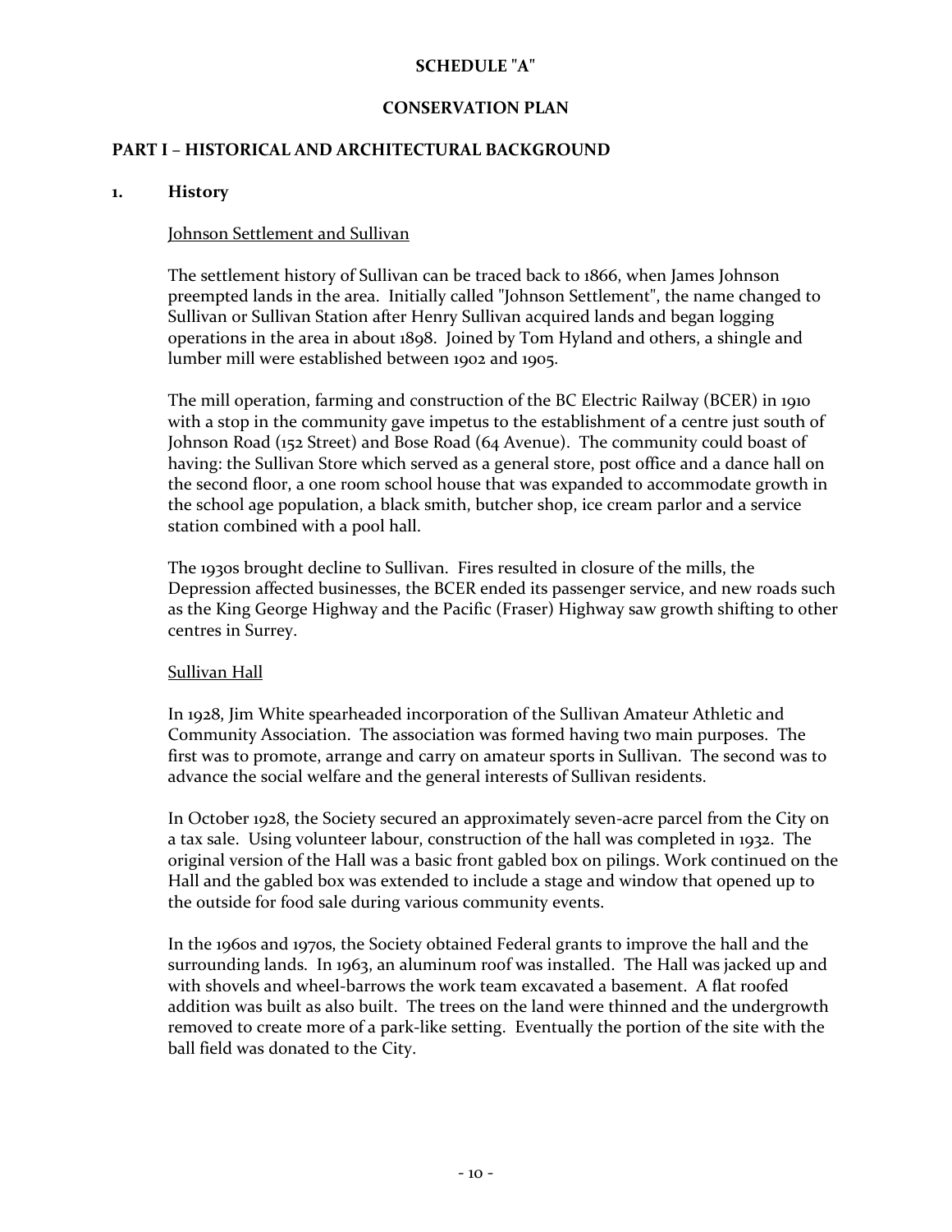**SCHEDULE "A"**

**CONSERVATION PLAN**

## PART I – HISTORICAL AND ARCHITECTURAL BACKGROUND

### 1. History

Johnson Settlement and Sullivan

The settlement history of Sullivan can be traced back to 1866, when James Johnson preempted lands in the area. Initially called "Johnson Settlement", the name changed to Sullivan or Sullivan Station after Henry Sullivan acquired lands and began logging operations in the area in about 1898. Joined by Tom Hyland and others, a shingle and lumber mill were established between 1902 and 1905.

The mill operation, farming and construction of the BC Electric Railway (BCER) in 1910 with a stop in the community gave impetus to the establishment of a centre just south of Johnson Road (152 Street) and Bose Road (64 Avenue). The community could boast of having: the Sullivan Store which served as a general store, post office and a dance hall on the second floor, a one room school house that was expanded to accommodate growth in the school age population, a black smith, butcher shop, ice cream parlor and a service station combined with a pool hall.

The 1930s brought decline to Sullivan. Fires resulted in closure of the mills, the Depression affected businesses, the BCER ended its passenger service, and new roads such as the King George Highway and the Pacific (Fraser) Highway saw growth shifting to other centres in Surrey.

Sullivan Hall

In 1928, Jim White spearheaded incorporation of the Sullivan Amateur Athletic and Community Association. The association was formed having two main purposes. The first was to promote, arrange and carry on amateur sports in Sullivan. The second was to advance the social welfare and the general interests of Sullivan residents.

In October 1928, the Society secured an approximately seven-acre parcel from the City on a tax sale. Using volunteer labour, construction of the hall was completed in 1932. The original version of the Hall was a basic front gabled box on pilings. Work continued on the Hall and the gabled box was extended to include a stage and window that opened up to the outside for food sale during various community events.

In the 1960s and 1970s, the Society obtained Federal grants to improve the hall and the surrounding lands. In 1963, an aluminum roof was installed. The Hall was jacked up and with shovels and wheel-barrows the work team excavated a basement. A flat roofed addition was built as also built. The trees on the land were thinned and the undergrowth removed to create more of a park-like setting. Eventually the portion of the site with the ball field was donated to the City.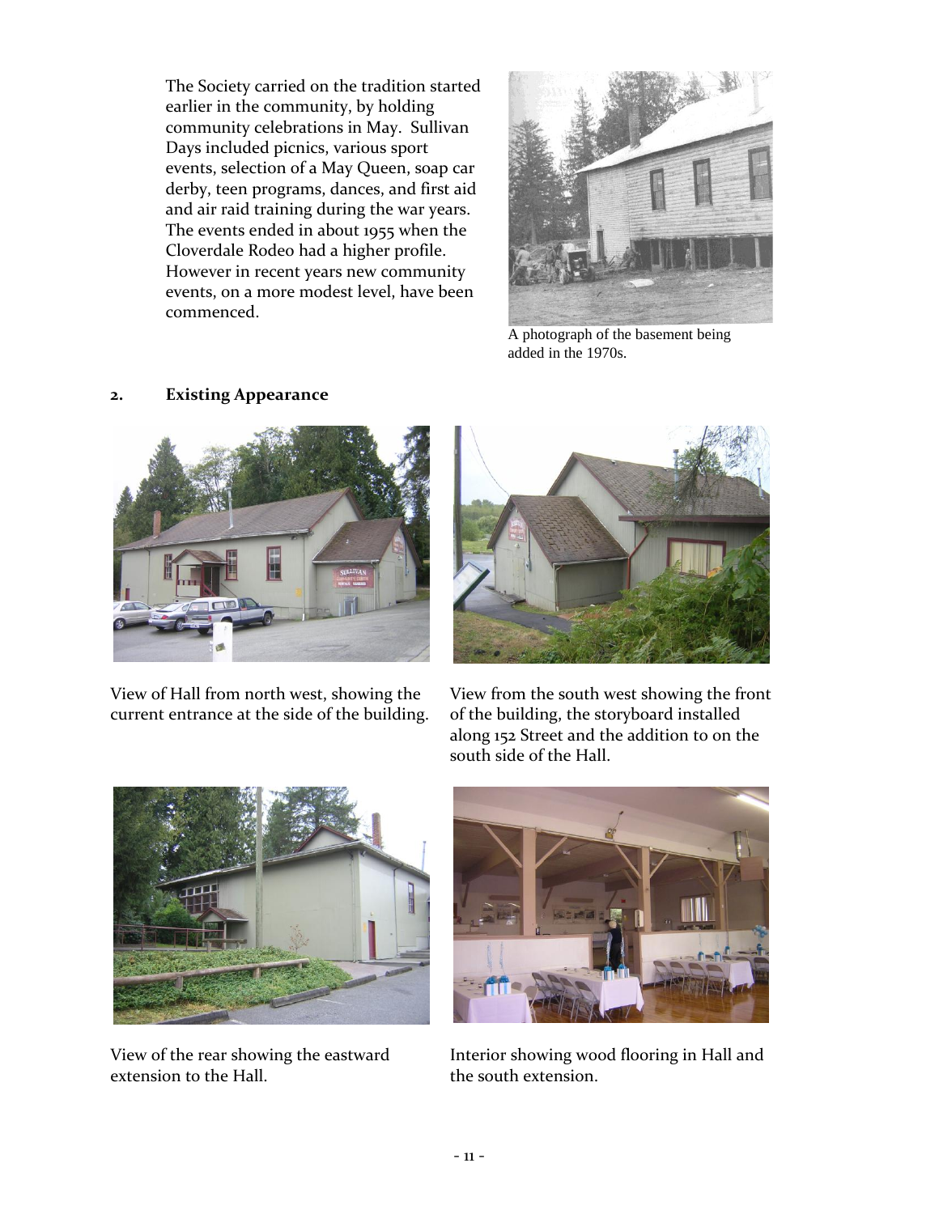The Society carried on the tradition started earlier in the community, by holding community celebrations in May. Sullivan Days included picnics, various sport events, selection of a May Queen, soap car derby, teen programs, dances, and first aid and air raid training during the war years. The events ended in about 1955 when the Cloverdale Rodeo had a higher profile. However in recent years new community events, on a more modest level, have been commenced.

A photograph of the basement being added in the 1970s.

## 2. Existing Appearance

View of Hall from north west, showing the current entrance at the side of the building.

View from the south west showing the front of the building, the storyboard installed along 152 Street and the addition to on the south side of the Hall.

View of the rear showing the eastward extension to the Hall.

Interior showing wood flooring in Hall and the south extension.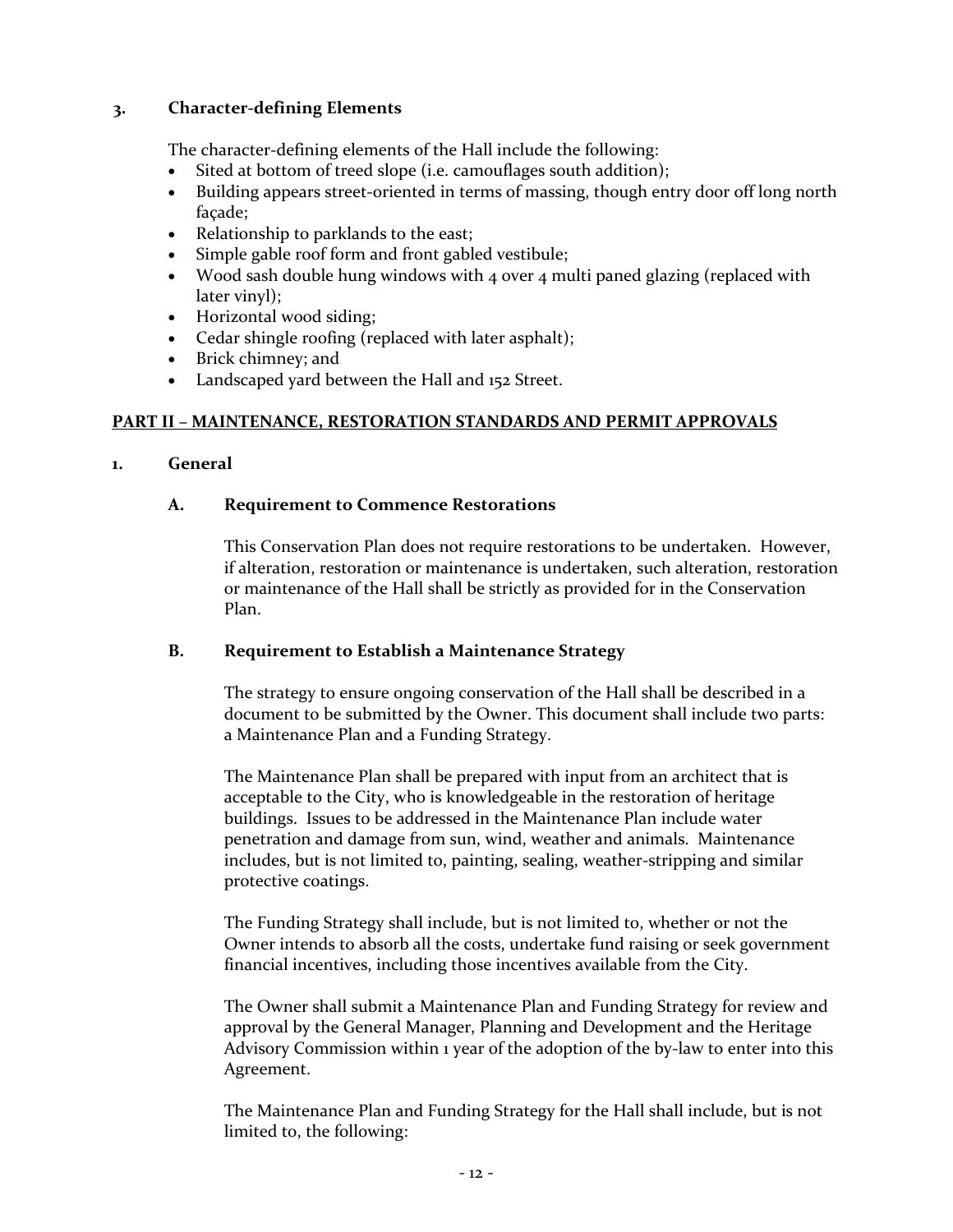### 3. Character-defining Elements

The character-defining elements of the Hall include the following:

- Sited at bottom of treed slope (i.e. camouflages south addition);
- Building appears street-oriented in terms of massing, though entry door off long north façade;
- Relationship to parklands to the east;
- Simple gable roof form and front gabled vestibule;
- Wood sash double hung windows with 4 over 4 multi paned glazing (replaced with later vinyl);
- Horizontal wood siding;
- Cedar shingle roofing (replaced with later asphalt);
- Brick chimney; and
- Landscaped yard between the Hall and 152 Street.

## PART II – MAINTENANCE, RESTORATION STANDARDS AND PERMIT APPROVALS

### 1. General

#### A. Requirement to Commence Restorations

This Conservation Plan does not require restorations to be undertaken. However, if alteration, restoration or maintenance is undertaken, such alteration, restoration or maintenance of the Hall shall be strictly as provided for in the Conservation Plan.

#### B. Requirement to Establish a Maintenance Strategy

The strategy to ensure ongoing conservation of the Hall shall be described in a document to be submitted by the Owner. This document shall include two parts: a Maintenance Plan and a Funding Strategy.

The Maintenance Plan shall be prepared with input from an architect that is acceptable to the City, who is knowledgeable in the restoration of heritage buildings. Issues to be addressed in the Maintenance Plan include water penetration and damage from sun, wind, weather and animals. Maintenance includes, but is not limited to, painting, sealing, weather-stripping and similar protective coatings.

The Funding Strategy shall include, but is not limited to, whether or not the Owner intends to absorb all the costs, undertake fund raising or seek government financial incentives, including those incentives available from the City.

The Owner shall submit a Maintenance Plan and Funding Strategy for review and approval by the General Manager, Planning and Development and the Heritage Advisory Commission within 1 year of the adoption of the by-law to enter into this Agreement.

The Maintenance Plan and Funding Strategy for the Hall shall include, but is not limited to, the following: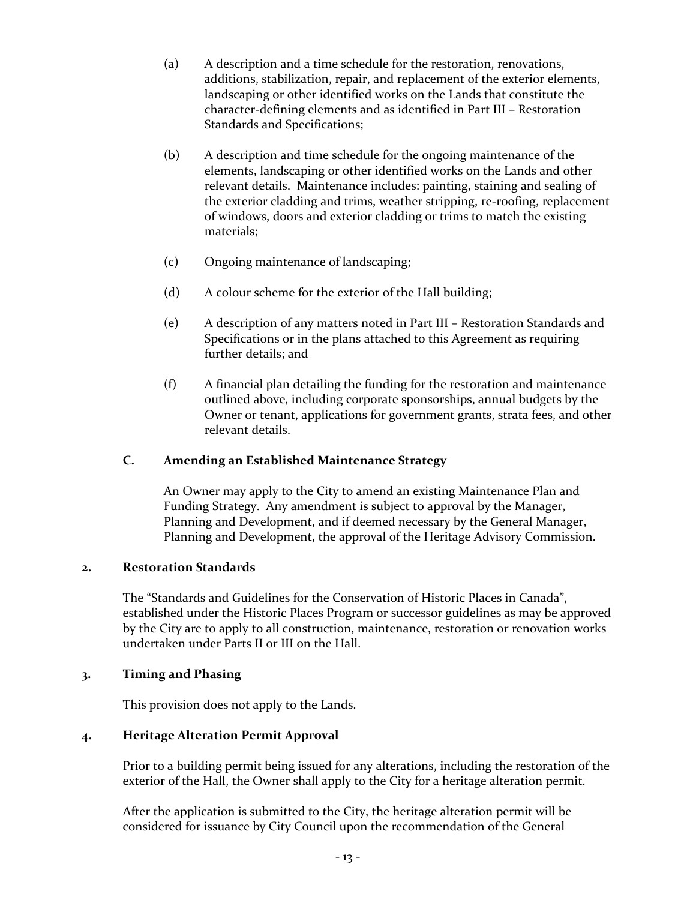(a) A description and a time schedule for the restoration, renovations, additions, stabilization, repair, and replacement of the exterior elements, landscaping or other identified works on the Lands that constitute the character-defining elements and as identified in Part III – Restoration Standards and Specifications;

(b) A description and time schedule for the ongoing maintenance of the elements, landscaping or other identified works on the Lands and other relevant details. Maintenance includes: painting, staining and sealing of the exterior cladding and trims, weather stripping, re-roofing, replacement of windows, doors and exterior cladding or trims to match the existing materials;

(c) Ongoing maintenance of landscaping;

(d) A colour scheme for the exterior of the Hall building;

(e) A description of any matters noted in Part III – Restoration Standards and Specifications or in the plans attached to this Agreement as requiring further details; and

(f) A financial plan detailing the funding for the restoration and maintenance outlined above, including corporate sponsorships, annual budgets by the Owner or tenant, applications for government grants, strata fees, and other relevant details.

### C. Amending an Established Maintenance Strategy

An Owner may apply to the City to amend an existing Maintenance Plan and Funding Strategy. Any amendment is subject to approval by the Manager, Planning and Development, and if deemed necessary by the General Manager, Planning and Development, the approval of the Heritage Advisory Commission.

## 2. Restoration Standards

The "Standards and Guidelines for the Conservation of Historic Places in Canada", established under the Historic Places Program or successor guidelines as may be approved by the City are to apply to all construction, maintenance, restoration or renovation works undertaken under Parts II or III on the Hall.

## 3. Timing and Phasing

This provision does not apply to the Lands.

## 4. Heritage Alteration Permit Approval

Prior to a building permit being issued for any alterations, including the restoration of the exterior of the Hall, the Owner shall apply to the City for a heritage alteration permit.

After the application is submitted to the City, the heritage alteration permit will be considered for issuance by City Council upon the recommendation of the General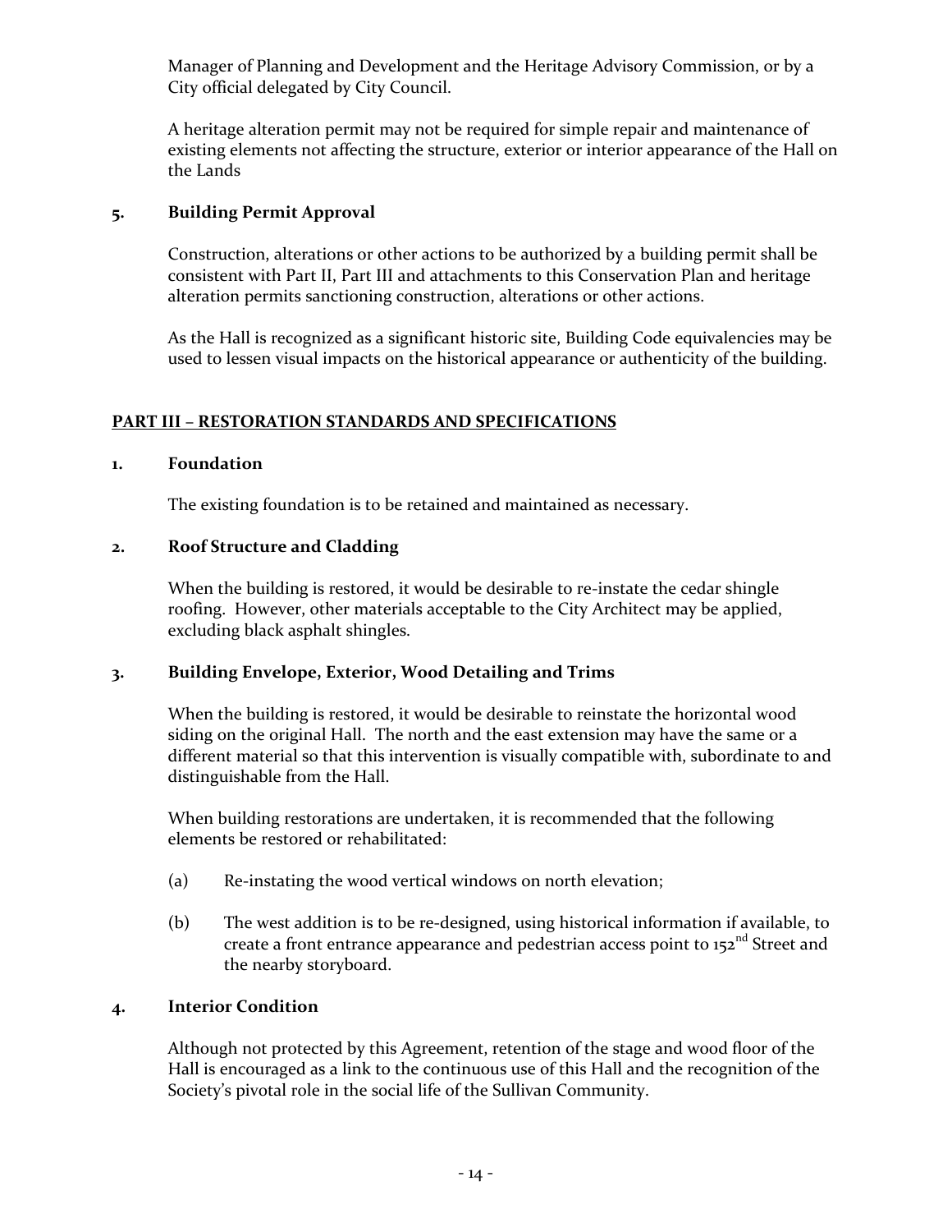Manager of Planning and Development and the Heritage Advisory Commission, or by a City official delegated by City Council.

A heritage alteration permit may not be required for simple repair and maintenance of existing elements not affecting the structure, exterior or interior appearance of the Hall on the Lands

### 5. Building Permit Approval

Construction, alterations or other actions to be authorized by a building permit shall be consistent with Part II, Part III and attachments to this Conservation Plan and heritage alteration permits sanctioning construction, alterations or other actions.

As the Hall is recognized as a significant historic site, Building Code equivalencies may be used to lessen visual impacts on the historical appearance or authenticity of the building.

## PART III – RESTORATION STANDARDS AND SPECIFICATIONS

### 1. Foundation

The existing foundation is to be retained and maintained as necessary.

### 2. Roof Structure and Cladding

When the building is restored, it would be desirable to re-instate the cedar shingle roofing. However, other materials acceptable to the City Architect may be applied, excluding black asphalt shingles.

### 3. Building Envelope, Exterior, Wood Detailing and Trims

When the building is restored, it would be desirable to reinstate the horizontal wood siding on the original Hall. The north and the east extension may have the same or a different material so that this intervention is visually compatible with, subordinate to and distinguishable from the Hall.

When building restorations are undertaken, it is recommended that the following elements be restored or rehabilitated:

(a) Re-instating the wood vertical windows on north elevation;

(b) The west addition is to be re-designed, using historical information if available, to create a front entrance appearance and pedestrian access point to 152nd Street and the nearby storyboard.

### 4. Interior Condition

Although not protected by this Agreement, retention of the stage and wood floor of the Hall is encouraged as a link to the continuous use of this Hall and the recognition of the Society's pivotal role in the social life of the Sullivan Community.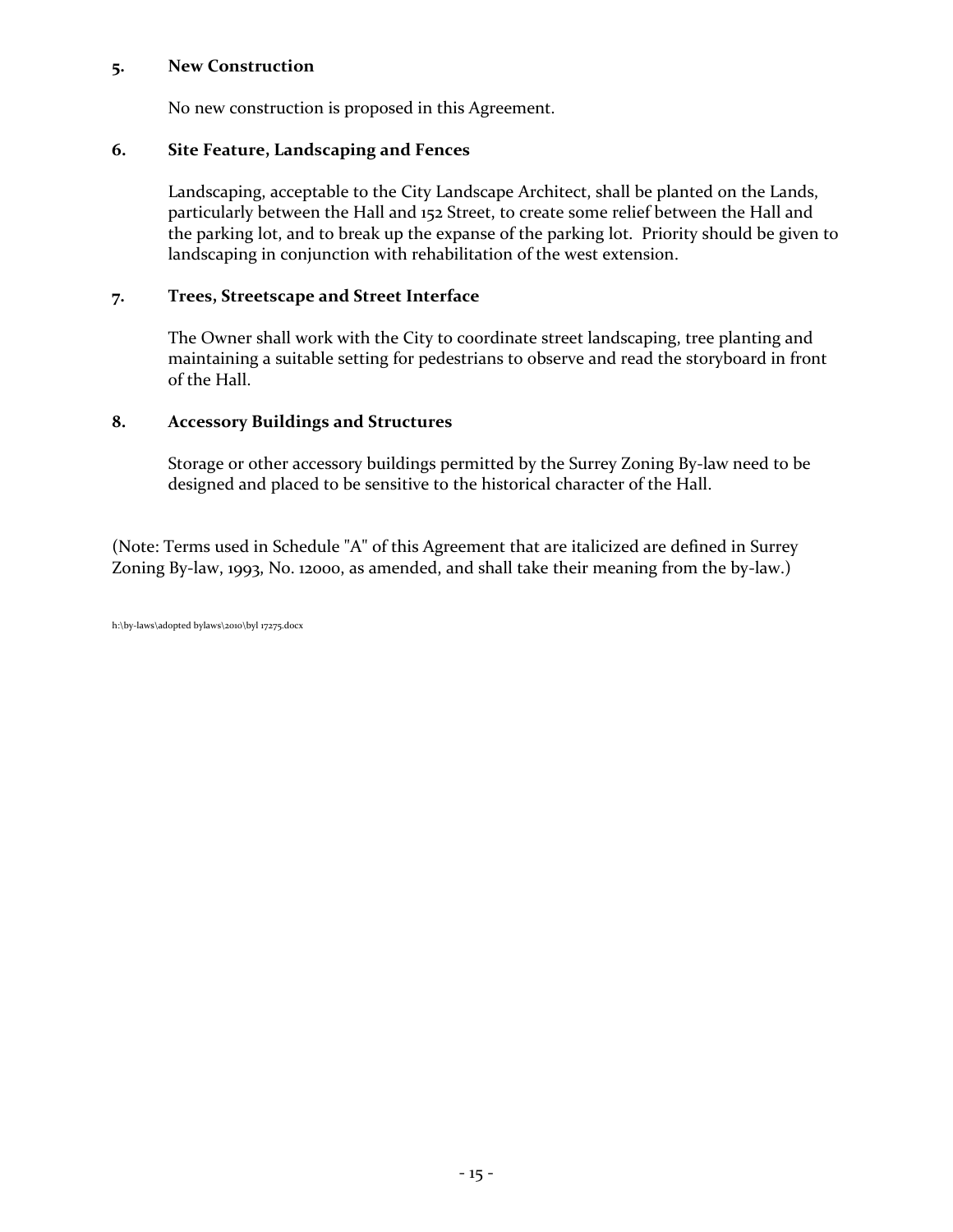**5. New Construction**

No new construction is proposed in this Agreement.

**6. Site Feature, Landscaping and Fences**

Landscaping, acceptable to the City Landscape Architect, shall be planted on the Lands, particularly between the Hall and 152 Street, to create some relief between the Hall and the parking lot, and to break up the expanse of the parking lot. Priority should be given to landscaping in conjunction with rehabilitation of the west extension.

**7. Trees, Streetscape and Street Interface**

The Owner shall work with the City to coordinate street landscaping, tree planting and maintaining a suitable setting for pedestrians to observe and read the storyboard in front of the Hall.

**8. Accessory Buildings and Structures**

Storage or other accessory buildings permitted by the Surrey Zoning By-law need to be designed and placed to be sensitive to the historical character of the Hall.

(Note: Terms used in Schedule "A" of this Agreement that are italicized are defined in Surrey Zoning By-law, 1993, No. 12000, as amended, and shall take their meaning from the by-law.)

h:\by-laws\adopted bylaws\2010\byl 17275.docx